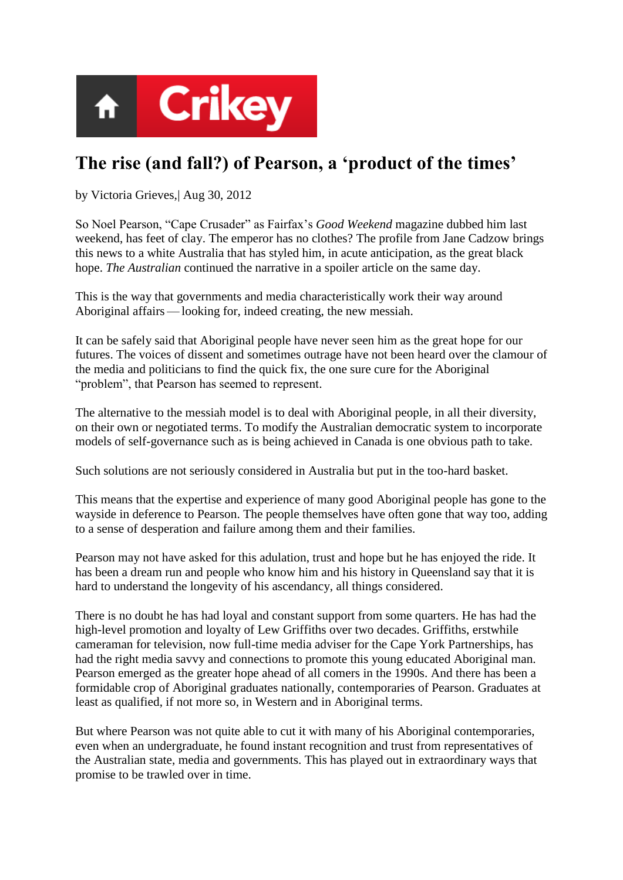Crikey

# The rise (and fall?) of Pearson, a 'product of the times'

by Victoria Grieves,| Aug 30, 2012

So Noel Pearson, "Cape Crusader" as Fairfax's *Good Weekend* magazine dubbed him last weekend, has feet of clay. The emperor has no clothes? The profile from Jane Cadzow brings this news to a white Australia that has styled him, in acute anticipation, as the great black hope. *The Australian* continued the narrative in a spoiler article on the same day.

This is the way that governments and media characteristically work their way around Aboriginal affairs — looking for, indeed creating, the new messiah.

It can be safely said that Aboriginal people have never seen him as the great hope for our futures. The voices of dissent and sometimes outrage have not been heard over the clamour of the media and politicians to find the quick fix, the one sure cure for the Aboriginal "problem", that Pearson has seemed to represent.

The alternative to the messiah model is to deal with Aboriginal people, in all their diversity, on their own or negotiated terms. To modify the Australian democratic system to incorporate models of self-governance such as is being achieved in Canada is one obvious path to take.

Such solutions are not seriously considered in Australia but put in the too-hard basket.

This means that the expertise and experience of many good Aboriginal people has gone to the wayside in deference to Pearson. The people themselves have often gone that way too, adding to a sense of desperation and failure among them and their families.

Pearson may not have asked for this adulation, trust and hope but he has enjoyed the ride. It has been a dream run and people who know him and his history in Queensland say that it is hard to understand the longevity of his ascendancy, all things considered.

There is no doubt he has had loyal and constant support from some quarters. He has had the high-level promotion and loyalty of Lew Griffiths over two decades. Griffiths, erstwhile cameraman for television, now full-time media adviser for the Cape York Partnerships, has had the right media savvy and connections to promote this young educated Aboriginal man. Pearson emerged as the greater hope ahead of all comers in the 1990s. And there has been a formidable crop of Aboriginal graduates nationally, contemporaries of Pearson. Graduates at least as qualified, if not more so, in Western and in Aboriginal terms.

But where Pearson was not quite able to cut it with many of his Aboriginal contemporaries, even when an undergraduate, he found instant recognition and trust from representatives of the Australian state, media and governments. This has played out in extraordinary ways that promise to be trawled over in time.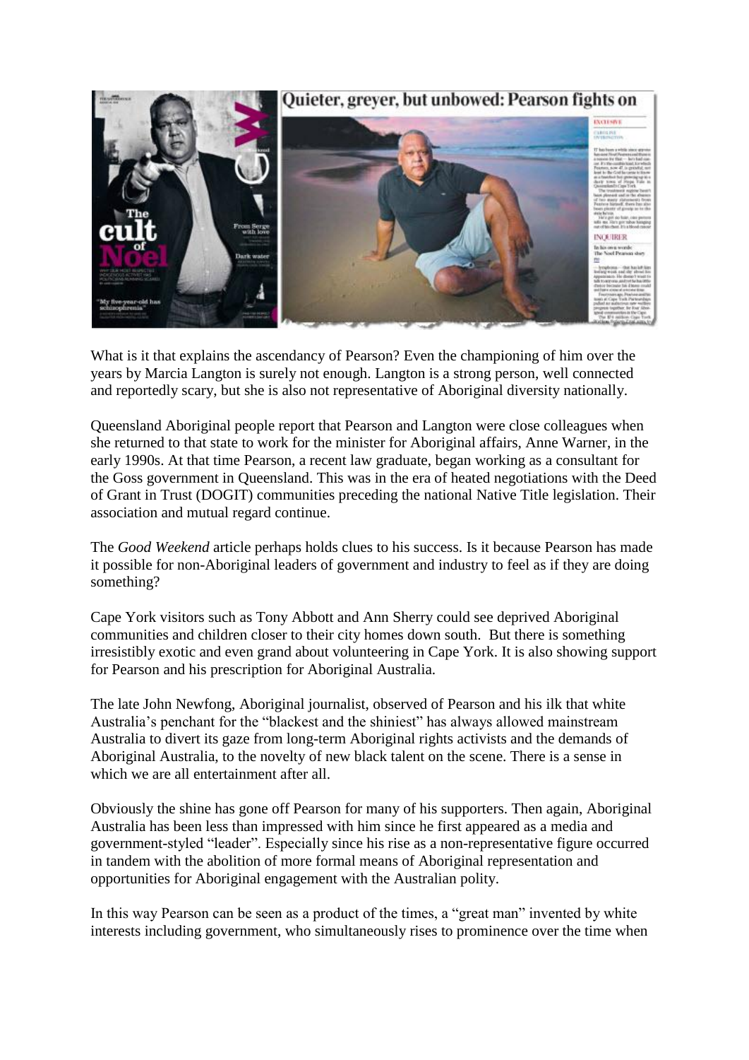What is it that explains the ascendancy of Pearson? Even the championing of him over the years by Marcia Langton is surely not enough. Langton is a strong person, well connected and reportedly scary, but she is also not representative of Aboriginal diversity nationally.

Queensland Aboriginal people report that Pearson and Langton were close colleagues when she returned to that state to work for the minister for Aboriginal affairs, Anne Warner, in the early 1990s. At that time Pearson, a recent law graduate, began working as a consultant for the Goss government in Queensland. This was in the era of heated negotiations with the Deed of Grant in Trust (DOGIT) communities preceding the national Native Title legislation. Their association and mutual regard continue.

The *Good Weekend* article perhaps holds clues to his success. Is it because Pearson has made it possible for non-Aboriginal leaders of government and industry to feel as if they are doing something?

Cape York visitors such as Tony Abbott and Ann Sherry could see deprived Aboriginal communities and children closer to their city homes down south. But there is something irresistibly exotic and even grand about volunteering in Cape York. It is also showing support for Pearson and his prescription for Aboriginal Australia.

The late John Newfong, Aboriginal journalist, observed of Pearson and his ilk that white Australia's penchant for the "blackest and the shiniest" has always allowed mainstream Australia to divert its gaze from long-term Aboriginal rights activists and the demands of Aboriginal Australia, to the novelty of new black talent on the scene. There is a sense in which we are all entertainment after all.

Obviously the shine has gone off Pearson for many of his supporters. Then again, Aboriginal Australia has been less than impressed with him since he first appeared as a media and government-styled "leader". Especially since his rise as a non-representative figure occurred in tandem with the abolition of more formal means of Aboriginal representation and opportunities for Aboriginal engagement with the Australian polity.

In this way Pearson can be seen as a product of the times, a "great man" invented by white interests including government, who simultaneously rises to prominence over the time when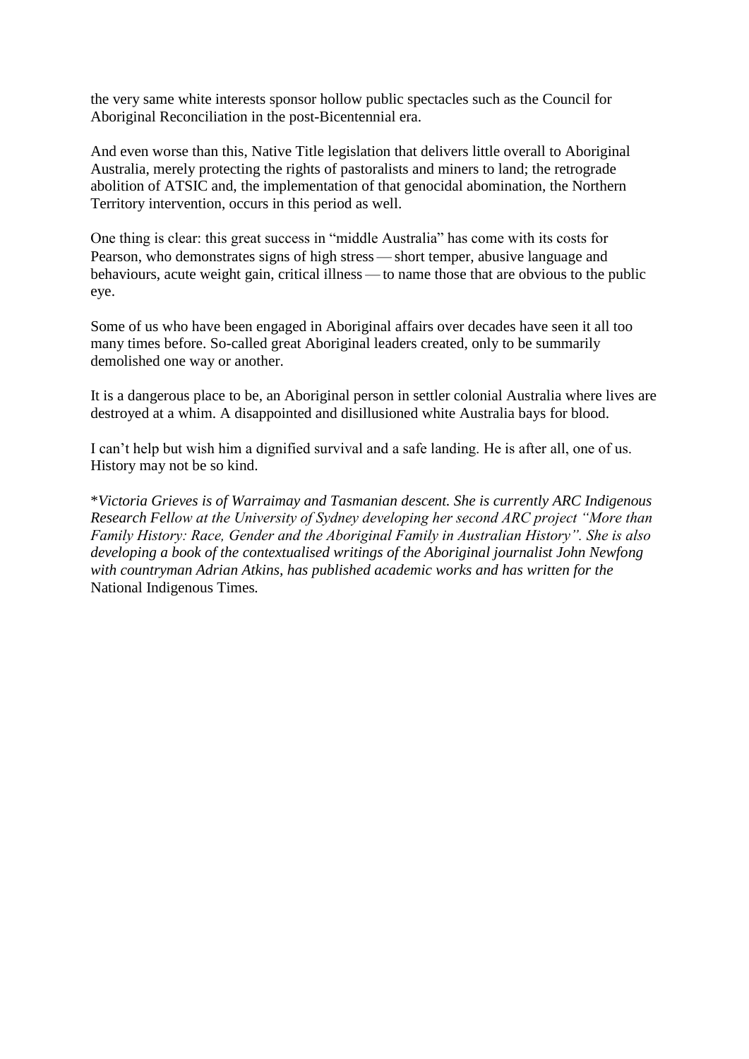the very same white interests sponsor hollow public spectacles such as the Council for Aboriginal Reconciliation in the post-Bicentennial era.

And even worse than this, Native Title legislation that delivers little overall to Aboriginal Australia, merely protecting the rights of pastoralists and miners to land; the retrograde abolition of ATSIC and, the implementation of that genocidal abomination, the Northern Territory intervention, occurs in this period as well.

One thing is clear: this great success in "middle Australia" has come with its costs for Pearson, who demonstrates signs of high stress — short temper, abusive language and behaviours, acute weight gain, critical illness — to name those that are obvious to the public eye.

Some of us who have been engaged in Aboriginal affairs over decades have seen it all too many times before. So-called great Aboriginal leaders created, only to be summarily demolished one way or another.

It is a dangerous place to be, an Aboriginal person in settler colonial Australia where lives are destroyed at a whim. A disappointed and disillusioned white Australia bays for blood.

I can't help but wish him a dignified survival and a safe landing. He is after all, one of us. History may not be so kind.

\**Victoria Grieves is of Warraimay and Tasmanian descent. She is currently ARC Indigenous Research Fellow at the University of Sydney developing her second ARC project "More than Family History: Race, Gender and the Aboriginal Family in Australian History". She is also developing a book of the contextualised writings of the Aboriginal journalist John Newfong with countryman Adrian Atkins, has published academic works and has written for the* National Indigenous Times*.*